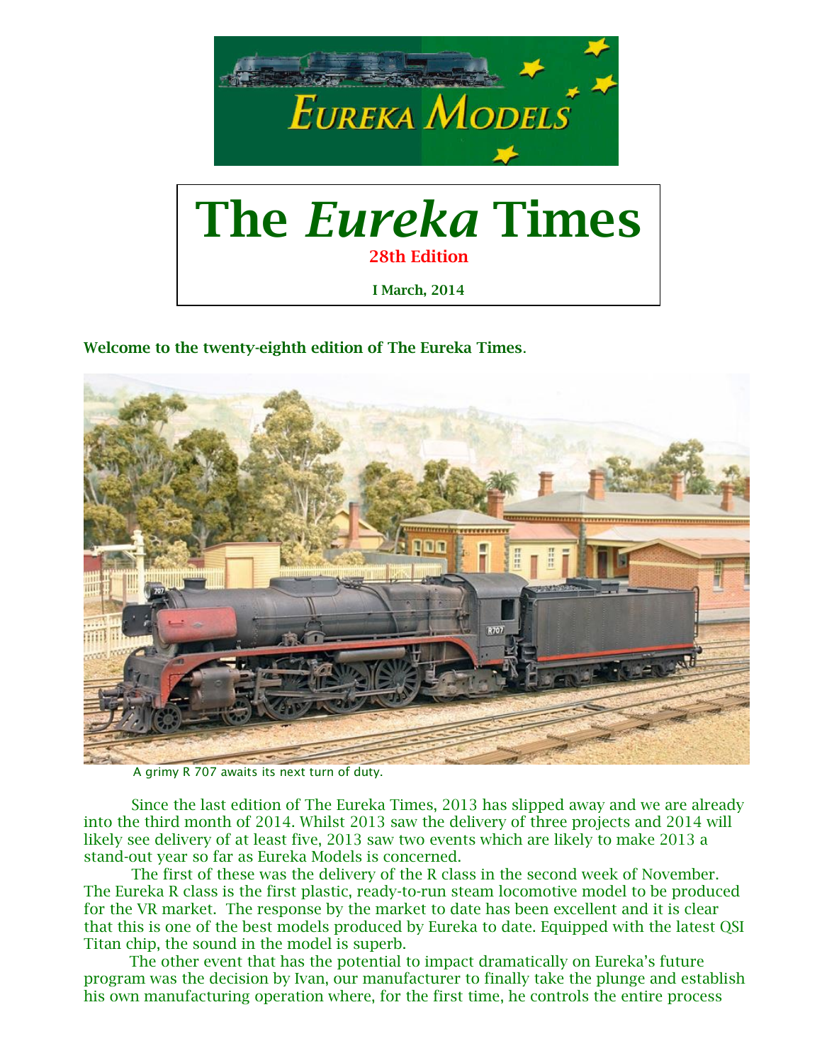# The *Eureka* Times

**28th Edition**

**I March, 2014**

**Welcome to the twenty-eighth edition of The Eureka Times**.

A grimy R 707 awaits its next turn of duty.

Since the last edition of The Eureka Times, 2013 has slipped away and we are already into the third month of 2014. Whilst 2013 saw the delivery of three projects and 2014 will likely see delivery of at least five, 2013 saw two events which are likely to make 2013 a stand-out year so far as Eureka Models is concerned.

The first of these was the delivery of the R class in the second week of November. The Eureka R class is the first plastic, ready-to-run steam locomotive model to be produced for the VR market. The response by the market to date has been excellent and it is clear that this is one of the best models produced by Eureka to date. Equipped with the latest QSI Titan chip, the sound in the model is superb.

The other event that has the potential to impact dramatically on Eureka's future program was the decision by Ivan, our manufacturer to finally take the plunge and establish his own manufacturing operation where, for the first time, he controls the entire process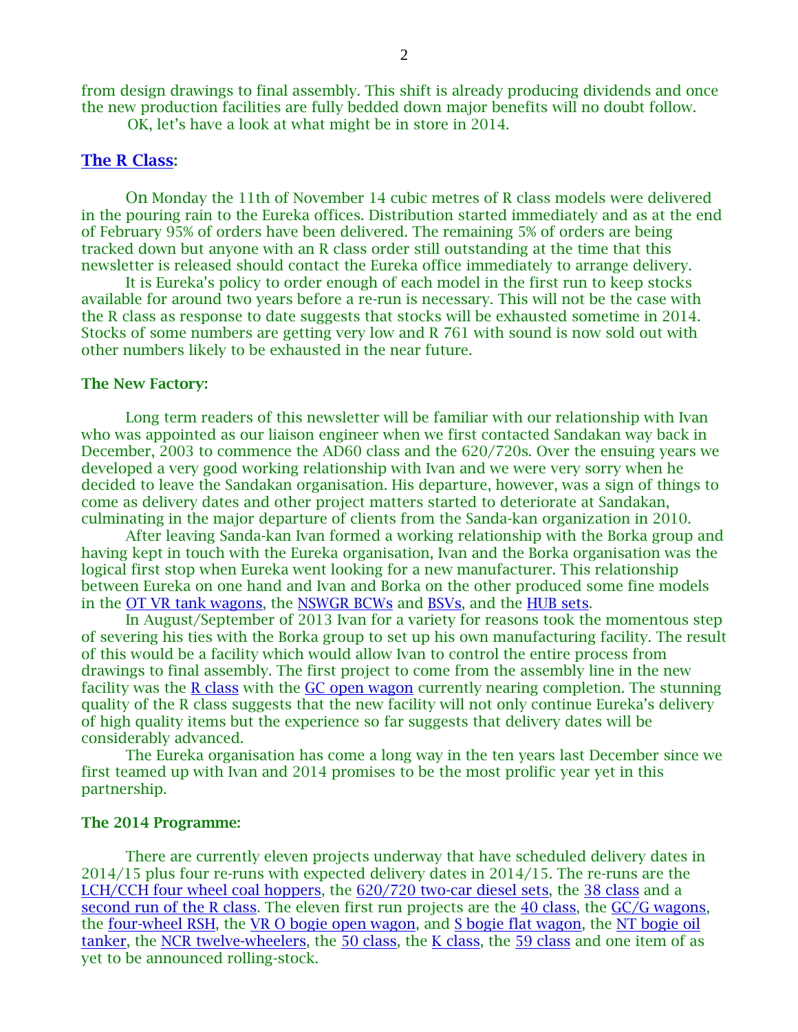from design drawings to final assembly. This shift is already producing dividends and once the new production facilities are fully bedded down major benefits will no doubt follow.

OK, let's have a look at what might be in store in 2014.

## The R Class:

On Monday the 11th of November 14 cubic metres of R class models were delivered in the pouring rain to the Eureka offices. Distribution started immediately and as at the end of February 95% of orders have been delivered. The remaining 5% of orders are being tracked down but anyone with an R class order still outstanding at the time that this newsletter is released should contact the Eureka office immediately to arrange delivery.

It is Eureka's policy to order enough of each model in the first run to keep stocks available for around two years before a re-run is necessary. This will not be the case with the R class as response to date suggests that stocks will be exhausted sometime in 2014. Stocks of some numbers are getting very low and R 761 with sound is now sold out with other numbers likely to be exhausted in the near future.

## The New Factory:

Long term readers of this newsletter will be familiar with our relationship with Ivan who was appointed as our liaison engineer when we first contacted Sandakan way back in December, 2003 to commence the AD60 class and the 620/720s. Over the ensuing years we developed a very good working relationship with Ivan and we were very sorry when he decided to leave the Sandakan organisation. His departure, however, was a sign of things to come as delivery dates and other project matters started to deteriorate at Sandakan, culminating in the major departure of clients from the Sanda-kan organization in 2010.

After leaving Sanda-kan Ivan formed a working relationship with the Borka group and having kept in touch with the Eureka organisation, Ivan and the Borka organisation was the logical first stop when Eureka went looking for a new manufacturer. This relationship between Eureka on one hand and Ivan and Borka on the other produced some fine models in the OT VR tank wagons, the NSWGR BCWs and BSVs, and the HUB sets.

In August/September of 2013 Ivan for a variety for reasons took the momentous step of severing his ties with the Borka group to set up his own manufacturing facility. The result of this would be a facility which would allow Ivan to control the entire process from drawings to final assembly. The first project to come from the assembly line in the new facility was the R class with the GC open wagon currently nearing completion. The stunning quality of the R class suggests that the new facility will not only continue Eureka's delivery of high quality items but the experience so far suggests that delivery dates will be considerably advanced.

The Eureka organisation has come a long way in the ten years last December since we first teamed up with Ivan and 2014 promises to be the most prolific year yet in this partnership.

## The 2014 Programme:

There are currently eleven projects underway that have scheduled delivery dates in 2014/15 plus four re-runs with expected delivery dates in 2014/15. The re-runs are the LCH/CCH four wheel coal hoppers, the 620/720 two-car diesel sets, the 38 class and a second run of the R class. The eleven first run projects are the 40 class, the GC/G wagons, the four-wheel RSH, the VR O bogie open wagon, and S bogie flat wagon, the NT bogie oil tanker, the NCR twelve-wheelers, the 50 class, the K class, the 59 class and one item of as yet to be announced rolling-stock.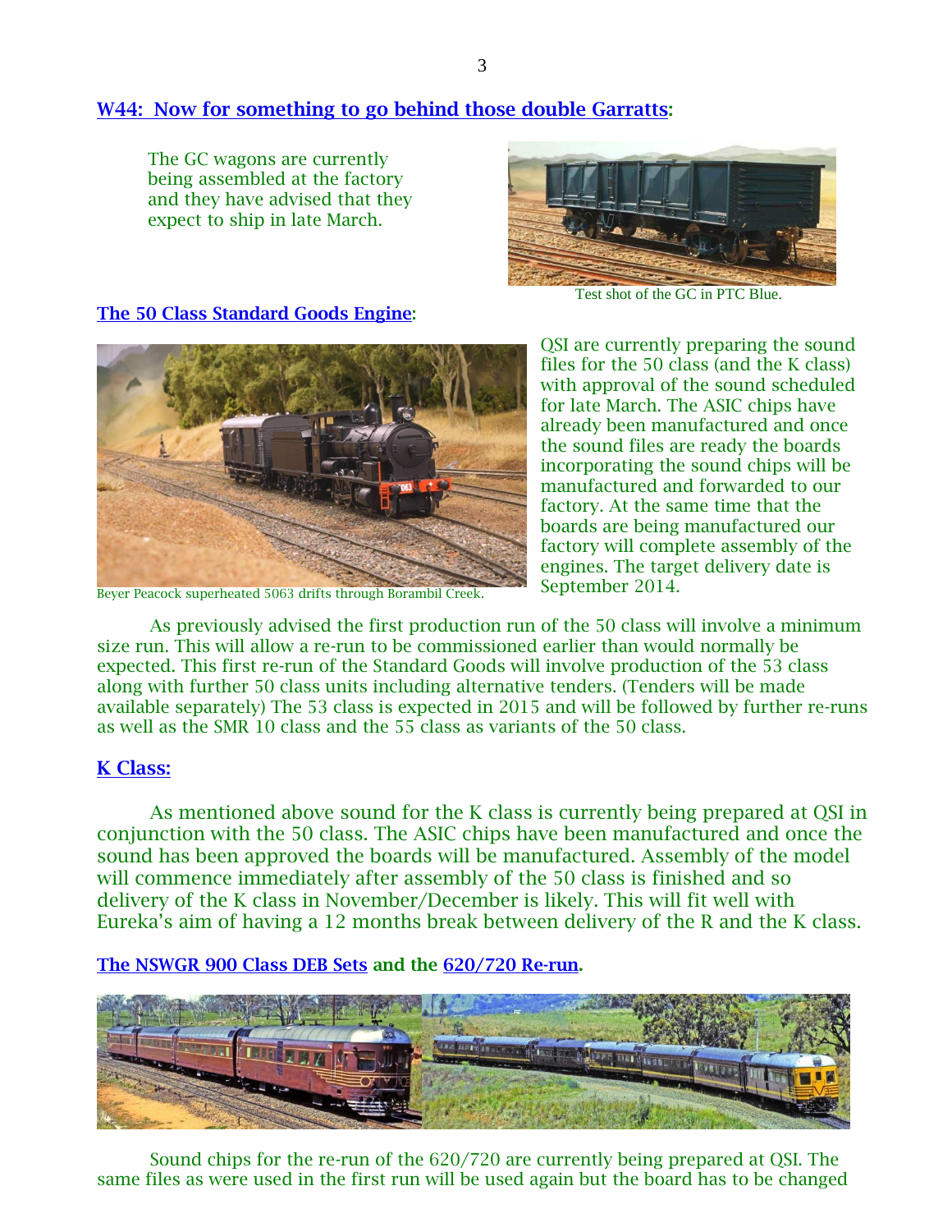## W44: Now for something to go behind those double Garratts:

The GC wagons are currently being assembled at the factory and they have advised that they expect to ship in late March.

Test shot of the GC in PTC Blue.

## The 50 Class Standard Goods Engine:

Beyer Peacock superheated 5063 drifts through Borambil Creek.

QSI are currently preparing the sound files for the 50 class (and the K class) with approval of the sound scheduled for late March. The ASIC chips have already been manufactured and once the sound files are ready the boards incorporating the sound chips will be manufactured and forwarded to our factory. At the same time that the boards are being manufactured our factory will complete assembly of the engines. The target delivery date is September 2014.

As previously advised the first production run of the 50 class will involve a minimum size run. This will allow a re-run to be commissioned earlier than would normally be expected. This first re-run of the Standard Goods will involve production of the 53 class along with further 50 class units including alternative tenders. (Tenders will be made available separately) The 53 class is expected in 2015 and will be followed by further re-runs as well as the SMR 10 class and the 55 class as variants of the 50 class.

## K Class:

As mentioned above sound for the K class is currently being prepared at QSI in conjunction with the 50 class. The ASIC chips have been manufactured and once the sound has been approved the boards will be manufactured. Assembly of the model will commence immediately after assembly of the 50 class is finished and so delivery of the K class in November/December is likely. This will fit well with Eureka's aim of having a 12 months break between delivery of the R and the K class.

## The NSWGR 900 Class DEB Sets and the 620/720 Re-run.

Sound chips for the re-run of the 620/720 are currently being prepared at QSI. The same files as were used in the first run will be used again but the board has to be changed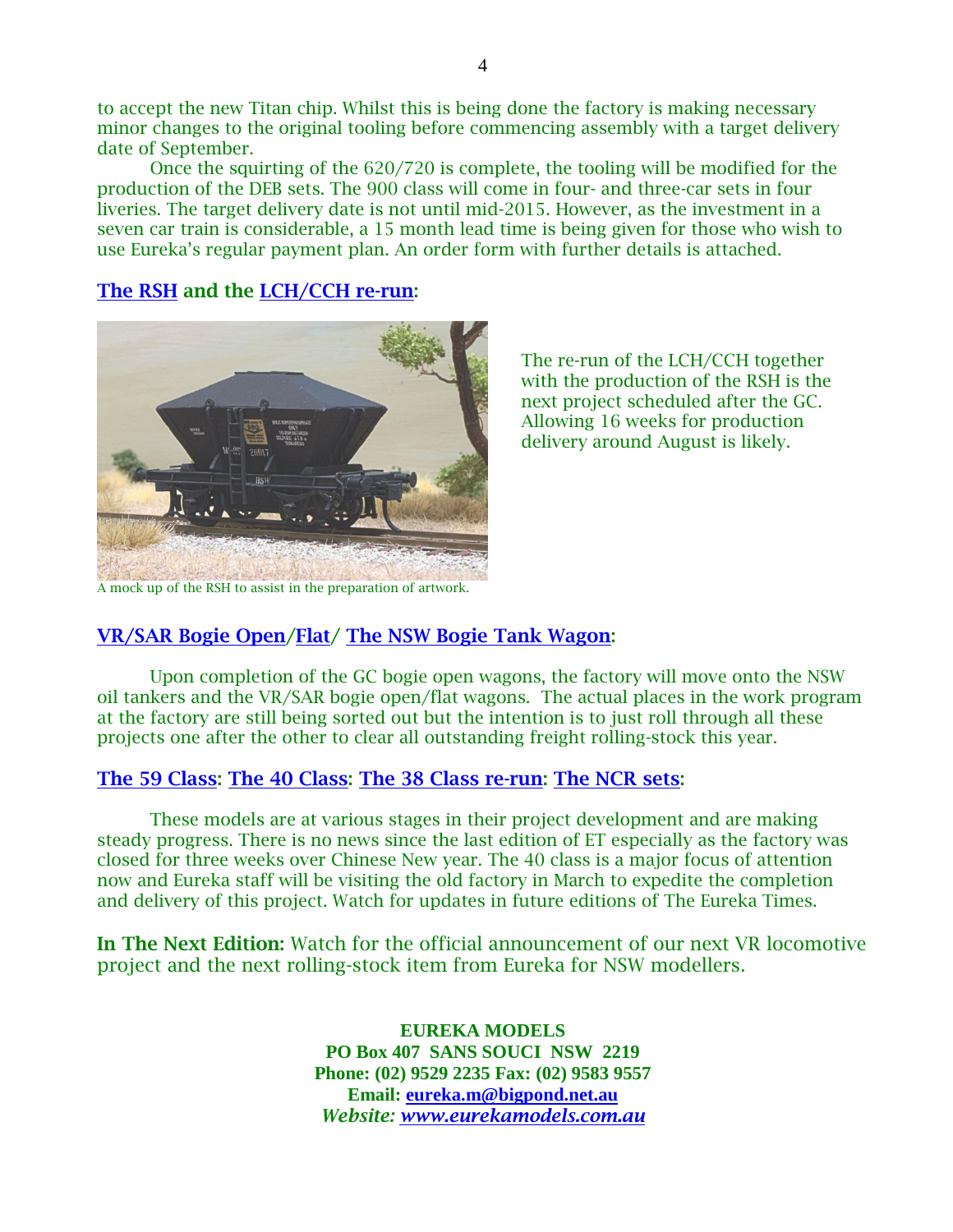to accept the new Titan chip. Whilst this is being done the factory is making necessary minor changes to the original tooling before commencing assembly with a target delivery date of September.

Once the squirting of the 620/720 is complete, the tooling will be modified for the production of the DEB sets. The 900 class will come in four- and three-car sets in four liveries. The target delivery date is not until mid-2015. However, as the investment in a seven car train is considerable, a 15 month lead time is being given for those who wish to use Eureka's regular payment plan. An order form with further details is attached.

## The RSH and the LCH/CCH re-run:

A mock up of the RSH to assist in the preparation of artwork.

The re-run of the LCH/CCH together with the production of the RSH is the next project scheduled after the GC. Allowing 16 weeks for production delivery around August is likely.

## VR/SAR Bogie Open/Flat/ The NSW Bogie Tank Wagon:

Upon completion of the GC bogie open wagons, the factory will move onto the NSW oil tankers and the VR/SAR bogie open/flat wagons. The actual places in the work program at the factory are still being sorted out but the intention is to just roll through all these projects one after the other to clear all outstanding freight rolling-stock this year.

## The 59 Class: The 40 Class: The 38 Class re-run: The NCR sets:

These models are at various stages in their project development and are making steady progress. There is no news since the last edition of ET especially as the factory was closed for three weeks over Chinese New year. The 40 class is a major focus of attention now and Eureka staff will be visiting the old factory in March to expedite the completion and delivery of this project. Watch for updates in future editions of The Eureka Times.

**In The Next Edition:** Watch for the official announcement of our next VR locomotive project and the next rolling-stock item from Eureka for NSW modellers.

**EUREKA MODELS**
**PO Box 407 SANS SOUCI NSW 2219**
**Phone: (02) 9529 2235 Fax: (02) 9583 9557**
**Email: eureka.m@bigpond.net.au**
***Website: www.eurekamodels.com.au***